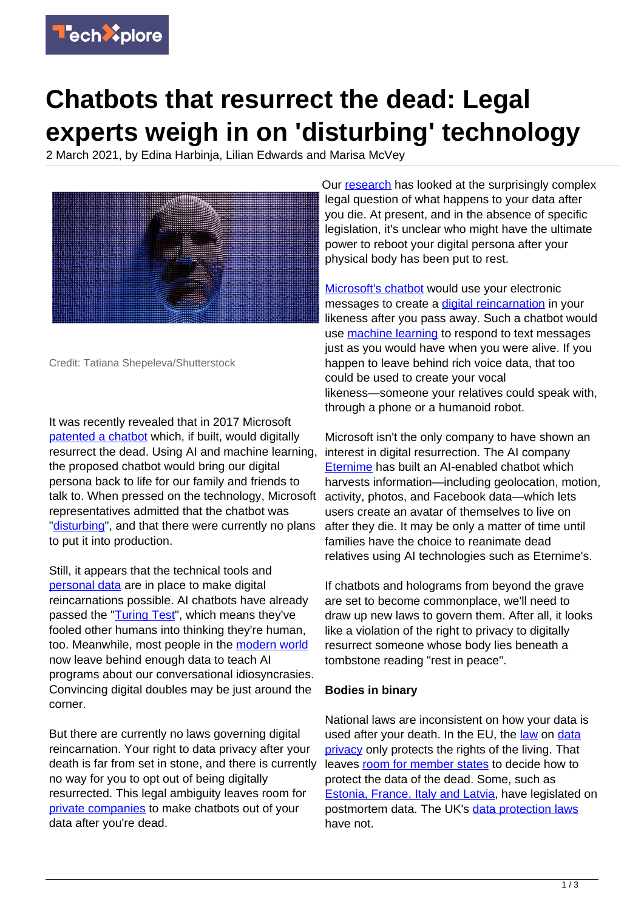# Chatbots that resurrect the dead: Legal experts weigh in on 'disturbing' technology

2 March 2021, by Edina Harbinja, Lilian Edwards and Marisa McVey

Credit: Tatiana Shepeleva/Shutterstock

It was recently revealed that in 2017 Microsoft patented a chatbot which, if built, would digitally resurrect the dead. Using AI and machine learning, the proposed chatbot would bring our digital persona back to life for our family and friends to talk to. When pressed on the technology, Microsoft representatives admitted that the chatbot was "disturbing", and that there were currently no plans to put it into production.

Still, it appears that the technical tools and personal data are in place to make digital reincarnations possible. AI chatbots have already passed the "Turing Test", which means they've fooled other humans into thinking they're human, too. Meanwhile, most people in the modern world now leave behind enough data to teach AI programs about our conversational idiosyncrasies. Convincing digital doubles may be just around the corner.

But there are currently no laws governing digital reincarnation. Your right to data privacy after your death is far from set in stone, and there is currently no way for you to opt out of being digitally resurrected. This legal ambiguity leaves room for private companies to make chatbots out of your data after you're dead.

Our research has looked at the surprisingly complex legal question of what happens to your data after you die. At present, and in the absence of specific legislation, it's unclear who might have the ultimate power to reboot your digital persona after your physical body has been put to rest.

Microsoft's chatbot would use your electronic messages to create a digital reincarnation in your likeness after you pass away. Such a chatbot would use machine learning to respond to text messages just as you would have when you were alive. If you happen to leave behind rich voice data, that too could be used to create your vocal likeness—someone your relatives could speak with, through a phone or a humanoid robot.

Microsoft isn't the only company to have shown an interest in digital resurrection. The AI company Eternime has built an AI-enabled chatbot which harvests information—including geolocation, motion, activity, photos, and Facebook data—which lets users create an avatar of themselves to live on after they die. It may be only a matter of time until families have the choice to reanimate dead relatives using AI technologies such as Eternime's.

If chatbots and holograms from beyond the grave are set to become commonplace, we'll need to draw up new laws to govern them. After all, it looks like a violation of the right to privacy to digitally resurrect someone whose body lies beneath a tombstone reading "rest in peace".

**Bodies in binary**

National laws are inconsistent on how your data is used after your death. In the EU, the law on data privacy only protects the rights of the living. That leaves room for member states to decide how to protect the data of the dead. Some, such as Estonia, France, Italy and Latvia, have legislated on postmortem data. The UK's data protection laws have not.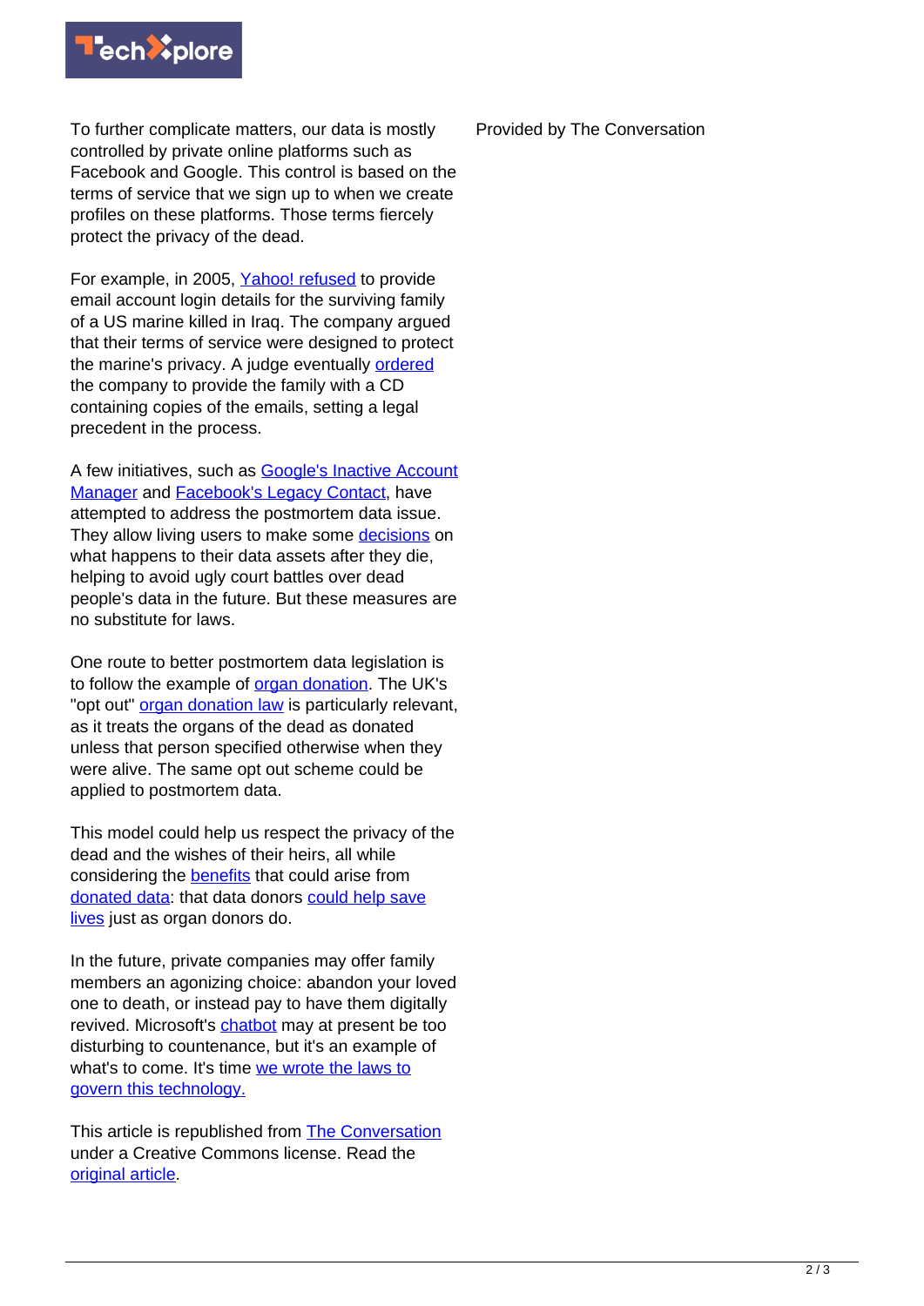To further complicate matters, our data is mostly controlled by private online platforms such as Facebook and Google. This control is based on the terms of service that we sign up to when we create profiles on these platforms. Those terms fiercely protect the privacy of the dead.

For example, in 2005, Yahoo! refused to provide email account login details for the surviving family of a US marine killed in Iraq. The company argued that their terms of service were designed to protect the marine's privacy. A judge eventually ordered the company to provide the family with a CD containing copies of the emails, setting a legal precedent in the process.

A few initiatives, such as Google's Inactive Account Manager and Facebook's Legacy Contact, have attempted to address the postmortem data issue. They allow living users to make some decisions on what happens to their data assets after they die, helping to avoid ugly court battles over dead people's data in the future. But these measures are no substitute for laws.

One route to better postmortem data legislation is to follow the example of organ donation. The UK's "opt out" organ donation law is particularly relevant, as it treats the organs of the dead as donated unless that person specified otherwise when they were alive. The same opt out scheme could be applied to postmortem data.

This model could help us respect the privacy of the dead and the wishes of their heirs, all while considering the benefits that could arise from donated data: that data donors could help save lives just as organ donors do.

In the future, private companies may offer family members an agonizing choice: abandon your loved one to death, or instead pay to have them digitally revived. Microsoft's chatbot may at present be too disturbing to countenance, but it's an example of what's to come. It's time we wrote the laws to govern this technology.

This article is republished from The Conversation under a Creative Commons license. Read the original article.

Provided by The Conversation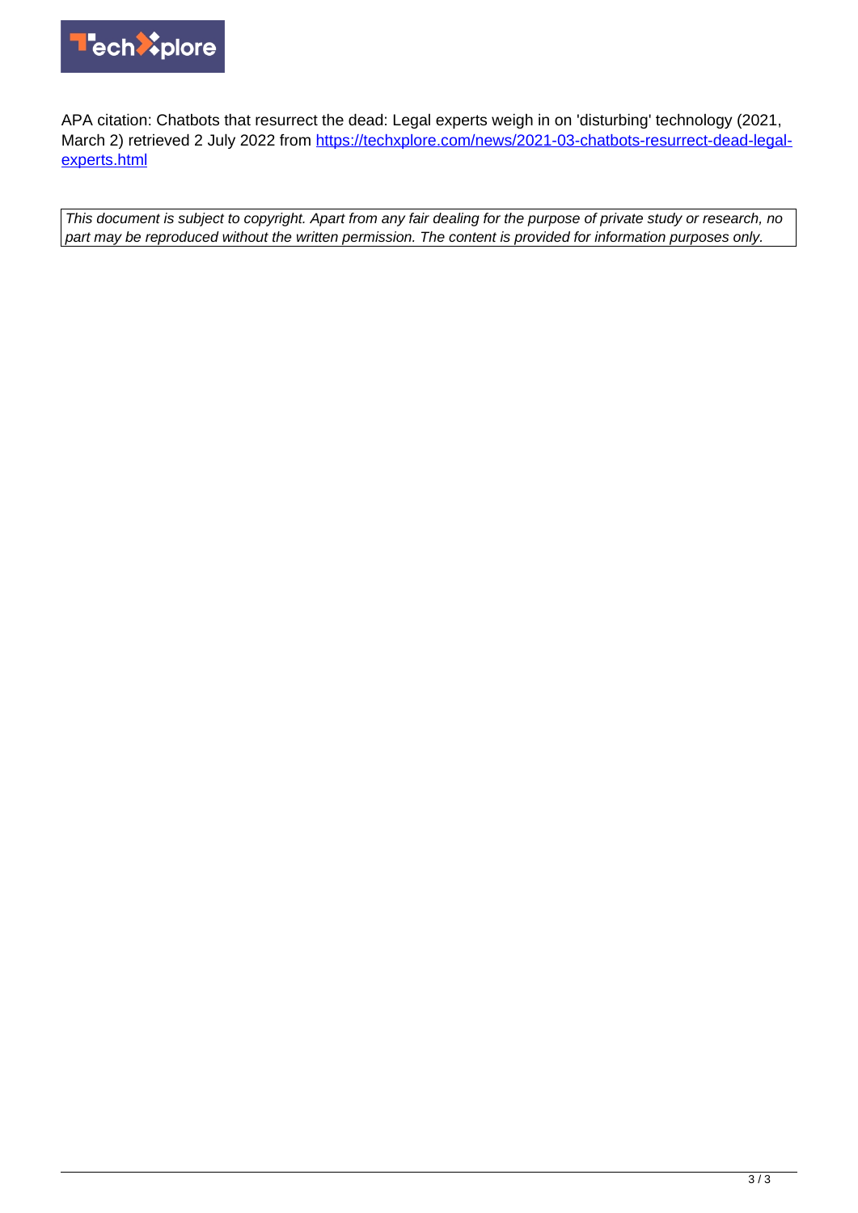APA citation: Chatbots that resurrect the dead: Legal experts weigh in on 'disturbing' technology (2021, March 2) retrieved 2 July 2022 from https://techxplore.com/news/2021-03-chatbots-resurrect-dead-legal-experts.html

*This document is subject to copyright. Apart from any fair dealing for the purpose of private study or research, no part may be reproduced without the written permission. The content is provided for information purposes only.*